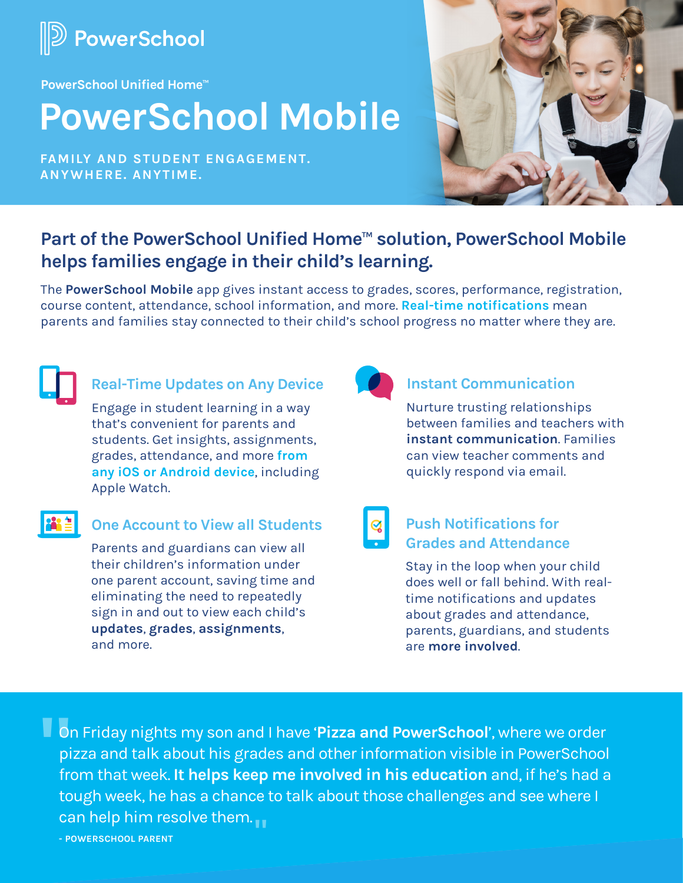PowerSchool

PowerSchool Unified Home™

# PowerSchool Mobile

**FAMILY AND STUDENT ENGAGEMENT. ANYWHERE. ANYTIME.**

## Part of the PowerSchool Unified Home™ solution, PowerSchool Mobile helps families engage in their child's learning.

The **PowerSchool Mobile** app gives instant access to grades, scores, performance, registration, course content, attendance, school information, and more. **Real-time notifications** mean parents and families stay connected to their child's school progress no matter where they are.

### Real-Time Updates on Any Device

Engage in student learning in a way that's convenient for parents and students. Get insights, assignments, grades, attendance, and more **from any iOS or Android device**, including Apple Watch.

### One Account to View all Students

Parents and guardians can view all their children's information under one parent account, saving time and eliminating the need to repeatedly sign in and out to view each child's **updates**, **grades**, **assignments**, and more.

### Instant Communication

Nurture trusting relationships between families and teachers with **instant communication**. Families can view teacher comments and quickly respond via email.

### Push Notifications for Grades and Attendance

Stay in the loop when your child does well or fall behind. With real-time notifications and updates about grades and attendance, parents, guardians, and students are **more involved**.

> "On Friday nights my son and I have '**Pizza and PowerSchool**', where we order pizza and talk about his grades and other information visible in PowerSchool from that week. **It helps keep me involved in his education** and, if he's had a tough week, he has a chance to talk about those challenges and see where I can help him resolve them."
>
> \- POWERSCHOOL PARENT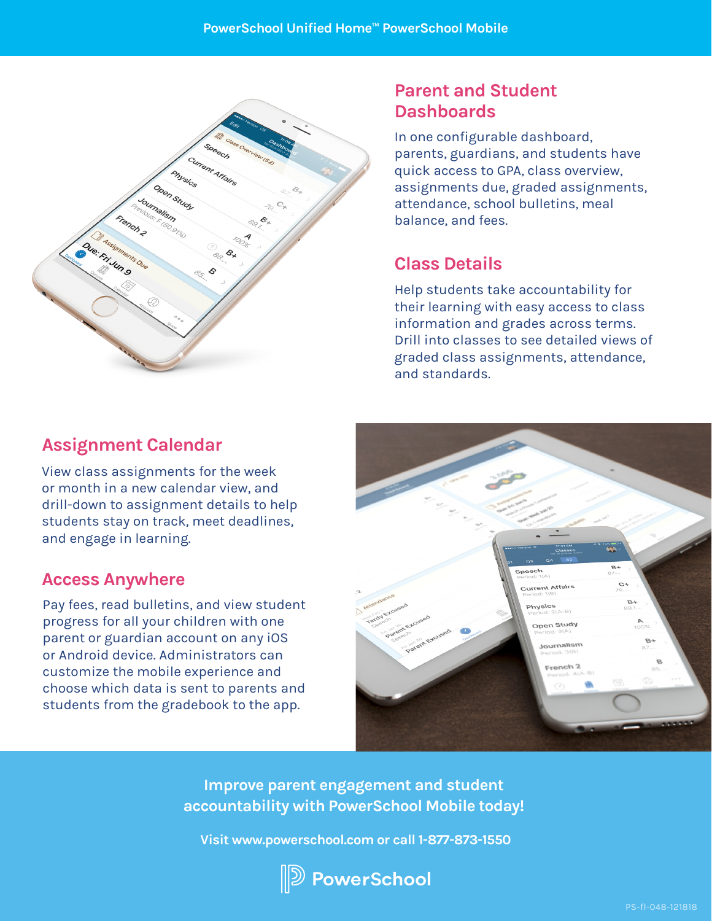## Parent and Student Dashboards

In one configurable dashboard, parents, guardians, and students have quick access to GPA, class overview, assignments due, graded assignments, attendance, school bulletins, meal balance, and fees.

## Class Details

Help students take accountability for their learning with easy access to class information and grades across terms. Drill into classes to see detailed views of graded class assignments, attendance, and standards.

## Assignment Calendar

View class assignments for the week or month in a new calendar view, and drill-down to assignment details to help students stay on track, meet deadlines, and engage in learning.

## Access Anywhere

Pay fees, read bulletins, and view student progress for all your children with one parent or guardian account on any iOS or Android device. Administrators can customize the mobile experience and choose which data is sent to parents and students from the gradebook to the app.

**Improve parent engagement and student accountability with PowerSchool Mobile today!**

**Visit www.powerschool.com or call 1-877-873-1550**

PowerSchool

PS-fl-048-121818